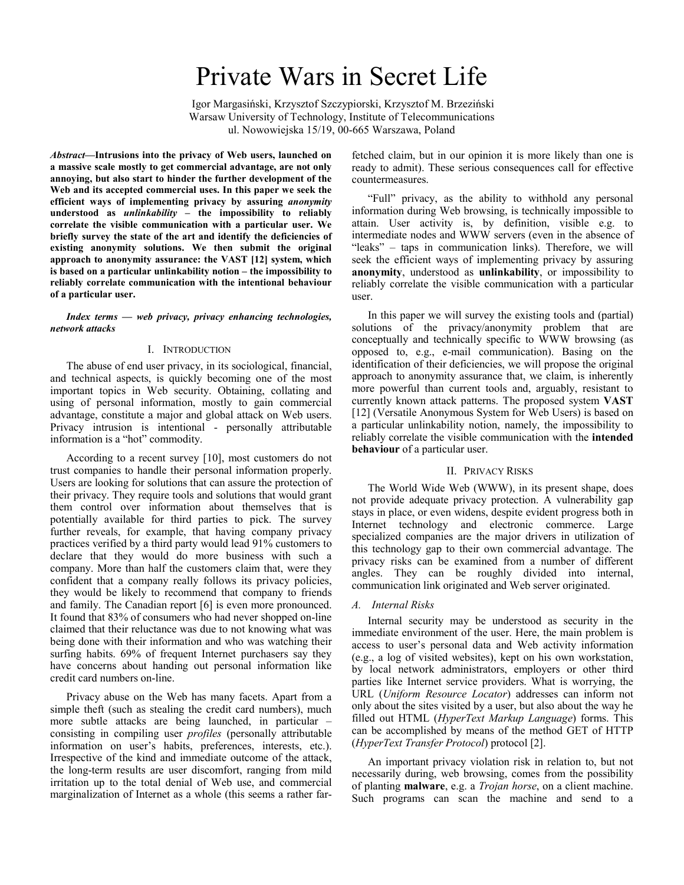# Private Wars in Secret Life

Igor Margasiński, Krzysztof Szczypiorski, Krzysztof M. Brzeziński
Warsaw University of Technology, Institute of Telecommunications
ul. Nowowiejska 15/19, 00-665 Warszawa, Poland

***Abstract*—Intrusions into the privacy of Web users, launched on a massive scale mostly to get commercial advantage, are not only annoying, but also start to hinder the further development of the Web and its accepted commercial uses. In this paper we seek the efficient ways of implementing privacy by assuring *anonymity* understood as *unlinkability* – the impossibility to reliably correlate the visible communication with a particular user. We briefly survey the state of the art and identify the deficiencies of existing anonymity solutions. We then submit the original approach to anonymity assurance: the VAST [12] system, which is based on a particular unlinkability notion – the impossibility to reliably correlate communication with the intentional behaviour of a particular user.**

***Index terms — web privacy, privacy enhancing technologies, network attacks***

## I. Introduction

The abuse of end user privacy, in its sociological, financial, and technical aspects, is quickly becoming one of the most important topics in Web security. Obtaining, collating and using of personal information, mostly to gain commercial advantage, constitute a major and global attack on Web users. Privacy intrusion is intentional - personally attributable information is a "hot" commodity.

According to a recent survey [10], most customers do not trust companies to handle their personal information properly. Users are looking for solutions that can assure the protection of their privacy. They require tools and solutions that would grant them control over information about themselves that is potentially available for third parties to pick. The survey further reveals, for example, that having company privacy practices verified by a third party would lead 91% customers to declare that they would do more business with such a company. More than half the customers claim that, were they confident that a company really follows its privacy policies, they would be likely to recommend that company to friends and family. The Canadian report [6] is even more pronounced. It found that 83% of consumers who had never shopped on-line claimed that their reluctance was due to not knowing what was being done with their information and who was watching their surfing habits. 69% of frequent Internet purchasers say they have concerns about handing out personal information like credit card numbers on-line.

Privacy abuse on the Web has many facets. Apart from a simple theft (such as stealing the credit card numbers), much more subtle attacks are being launched, in particular – consisting in compiling user *profiles* (personally attributable information on user's habits, preferences, interests, etc.). Irrespective of the kind and immediate outcome of the attack, the long-term results are user discomfort, ranging from mild irritation up to the total denial of Web use, and commercial marginalization of Internet as a whole (this seems a rather far-fetched claim, but in our opinion it is more likely than one is ready to admit). These serious consequences call for effective countermeasures.

"Full" privacy, as the ability to withhold any personal information during Web browsing, is technically impossible to attain. User activity is, by definition, visible e.g. to intermediate nodes and WWW servers (even in the absence of "leaks" – taps in communication links). Therefore, we will seek the efficient ways of implementing privacy by assuring **anonymity**, understood as **unlinkability**, or impossibility to reliably correlate the visible communication with a particular user.

In this paper we will survey the existing tools and (partial) solutions of the privacy/anonymity problem that are conceptually and technically specific to WWW browsing (as opposed to, e.g., e-mail communication). Basing on the identification of their deficiencies, we will propose the original approach to anonymity assurance that, we claim, is inherently more powerful than current tools and, arguably, resistant to currently known attack patterns. The proposed system **VAST** [12] (Versatile Anonymous System for Web Users) is based on a particular unlinkability notion, namely, the impossibility to reliably correlate the visible communication with the **intended behaviour** of a particular user.

## II. Privacy Risks

The World Wide Web (WWW), in its present shape, does not provide adequate privacy protection. A vulnerability gap stays in place, or even widens, despite evident progress both in Internet technology and electronic commerce. Large specialized companies are the major drivers in utilization of this technology gap to their own commercial advantage. The privacy risks can be examined from a number of different angles. They can be roughly divided into internal, communication link originated and Web server originated.

### *A. Internal Risks*

Internal security may be understood as security in the immediate environment of the user. Here, the main problem is access to user's personal data and Web activity information (e.g., a log of visited websites), kept on his own workstation, by local network administrators, employers or other third parties like Internet service providers. What is worrying, the URL (*Uniform Resource Locator*) addresses can inform not only about the sites visited by a user, but also about the way he filled out HTML (*HyperText Markup Language*) forms. This can be accomplished by means of the method GET of HTTP (*HyperText Transfer Protocol*) protocol [2].

An important privacy violation risk in relation to, but not necessarily during, web browsing, comes from the possibility of planting **malware**, e.g. a *Trojan horse*, on a client machine. Such programs can scan the machine and send to a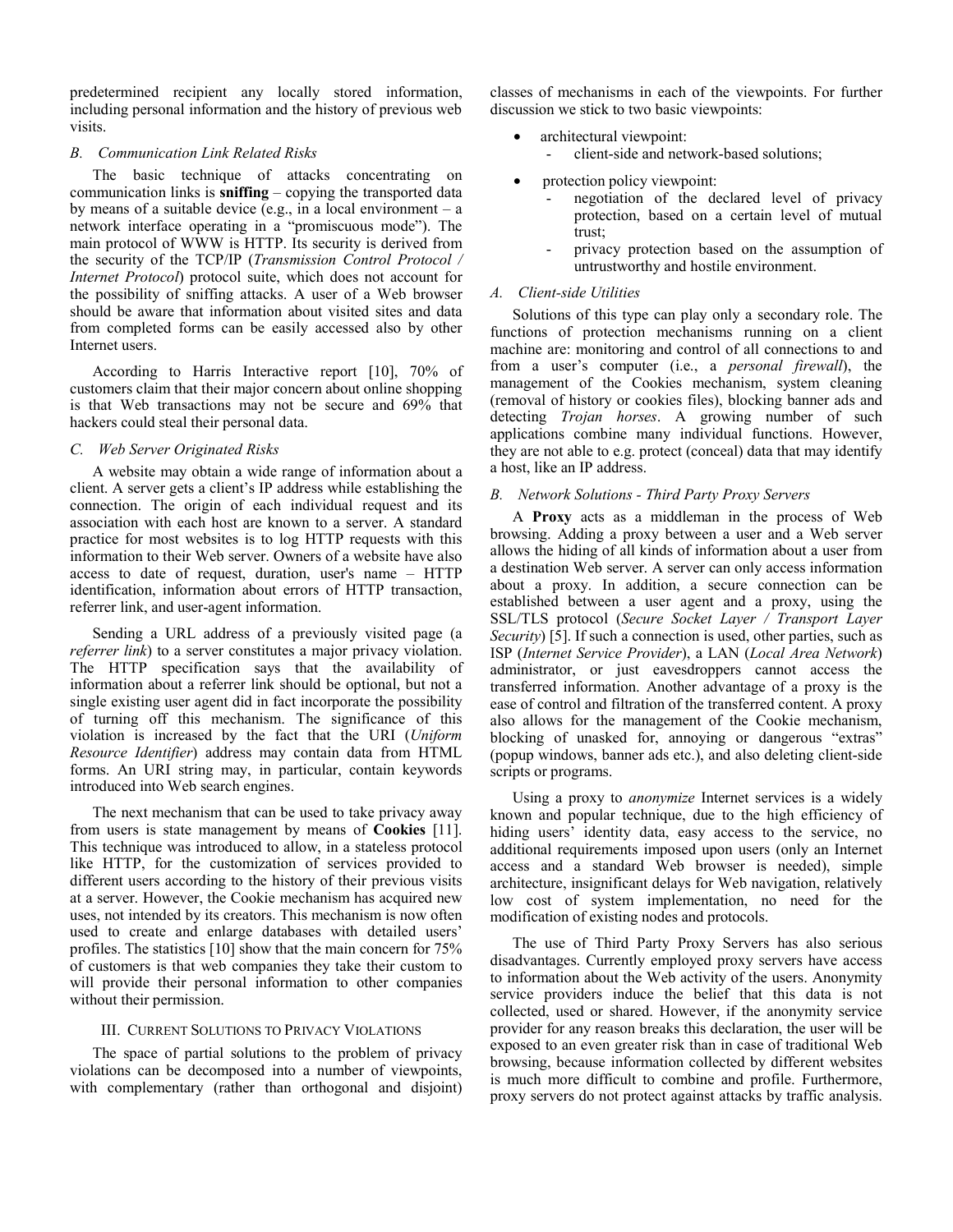predetermined recipient any locally stored information, including personal information and the history of previous web visits.

### *B. Communication Link Related Risks*

The basic technique of attacks concentrating on communication links is **sniffing** – copying the transported data by means of a suitable device (e.g., in a local environment – a network interface operating in a "promiscuous mode"). The main protocol of WWW is HTTP. Its security is derived from the security of the TCP/IP (*Transmission Control Protocol / Internet Protocol*) protocol suite, which does not account for the possibility of sniffing attacks. A user of a Web browser should be aware that information about visited sites and data from completed forms can be easily accessed also by other Internet users.

According to Harris Interactive report [10], 70% of customers claim that their major concern about online shopping is that Web transactions may not be secure and 69% that hackers could steal their personal data.

### *C. Web Server Originated Risks*

A website may obtain a wide range of information about a client. A server gets a client's IP address while establishing the connection. The origin of each individual request and its association with each host are known to a server. A standard practice for most websites is to log HTTP requests with this information to their Web server. Owners of a website have also access to date of request, duration, user's name – HTTP identification, information about errors of HTTP transaction, referrer link, and user-agent information.

Sending a URL address of a previously visited page (a *referrer link*) to a server constitutes a major privacy violation. The HTTP specification says that the availability of information about a referrer link should be optional, but not a single existing user agent did in fact incorporate the possibility of turning off this mechanism. The significance of this violation is increased by the fact that the URI (*Uniform Resource Identifier*) address may contain data from HTML forms. An URI string may, in particular, contain keywords introduced into Web search engines.

The next mechanism that can be used to take privacy away from users is state management by means of **Cookies** [11]. This technique was introduced to allow, in a stateless protocol like HTTP, for the customization of services provided to different users according to the history of their previous visits at a server. However, the Cookie mechanism has acquired new uses, not intended by its creators. This mechanism is now often used to create and enlarge databases with detailed users' profiles. The statistics [10] show that the main concern for 75% of customers is that web companies they take their custom to will provide their personal information to other companies without their permission.

## III. Current Solutions to Privacy Violations

The space of partial solutions to the problem of privacy violations can be decomposed into a number of viewpoints, with complementary (rather than orthogonal and disjoint) classes of mechanisms in each of the viewpoints. For further discussion we stick to two basic viewpoints:

- architectural viewpoint:
  - client-side and network-based solutions;
- protection policy viewpoint:
  - negotiation of the declared level of privacy protection, based on a certain level of mutual trust;
  - privacy protection based on the assumption of untrustworthy and hostile environment.

### *A. Client-side Utilities*

Solutions of this type can play only a secondary role. The functions of protection mechanisms running on a client machine are: monitoring and control of all connections to and from a user's computer (i.e., a *personal firewall*), the management of the Cookies mechanism, system cleaning (removal of history or cookies files), blocking banner ads and detecting *Trojan horses*. A growing number of such applications combine many individual functions. However, they are not able to e.g. protect (conceal) data that may identify a host, like an IP address.

### *B. Network Solutions - Third Party Proxy Servers*

A **Proxy** acts as a middleman in the process of Web browsing. Adding a proxy between a user and a Web server allows the hiding of all kinds of information about a user from a destination Web server. A server can only access information about a proxy. In addition, a secure connection can be established between a user agent and a proxy, using the SSL/TLS protocol (*Secure Socket Layer / Transport Layer Security*) [5]. If such a connection is used, other parties, such as ISP (*Internet Service Provider*), a LAN (*Local Area Network*) administrator, or just eavesdroppers cannot access the transferred information. Another advantage of a proxy is the ease of control and filtration of the transferred content. A proxy also allows for the management of the Cookie mechanism, blocking of unasked for, annoying or dangerous "extras" (popup windows, banner ads etc.), and also deleting client-side scripts or programs.

Using a proxy to *anonymize* Internet services is a widely known and popular technique, due to the high efficiency of hiding users' identity data, easy access to the service, no additional requirements imposed upon users (only an Internet access and a standard Web browser is needed), simple architecture, insignificant delays for Web navigation, relatively low cost of system implementation, no need for the modification of existing nodes and protocols.

The use of Third Party Proxy Servers has also serious disadvantages. Currently employed proxy servers have access to information about the Web activity of the users. Anonymity service providers induce the belief that this data is not collected, used or shared. However, if the anonymity service provider for any reason breaks this declaration, the user will be exposed to an even greater risk than in case of traditional Web browsing, because information collected by different websites is much more difficult to combine and profile. Furthermore, proxy servers do not protect against attacks by traffic analysis.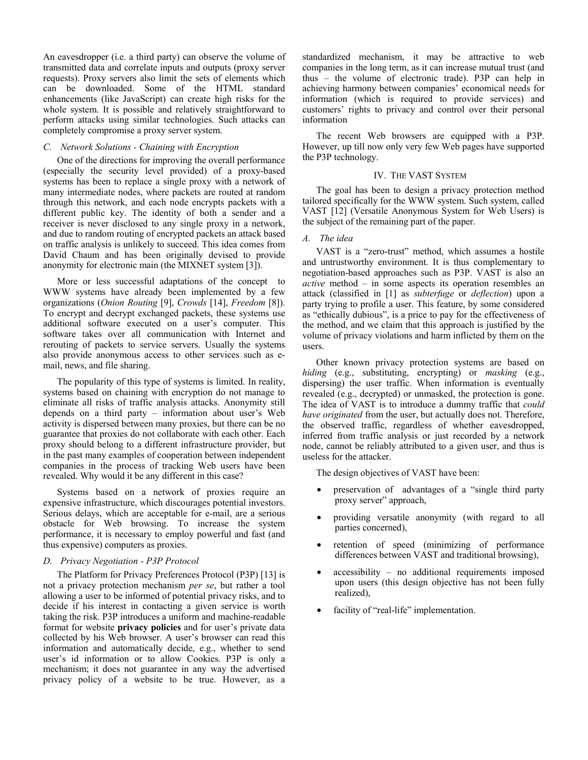An eavesdropper (i.e. a third party) can observe the volume of transmitted data and correlate inputs and outputs (proxy server requests). Proxy servers also limit the sets of elements which can be downloaded. Some of the HTML standard enhancements (like JavaScript) can create high risks for the whole system. It is possible and relatively straightforward to perform attacks using similar technologies. Such attacks can completely compromise a proxy server system.

### *C. Network Solutions - Chaining with Encryption*

One of the directions for improving the overall performance (especially the security level provided) of a proxy-based systems has been to replace a single proxy with a network of many intermediate nodes, where packets are routed at random through this network, and each node encrypts packets with a different public key. The identity of both a sender and a receiver is never disclosed to any single proxy in a network, and due to random routing of encrypted packets an attack based on traffic analysis is unlikely to succeed. This idea comes from David Chaum and has been originally devised to provide anonymity for electronic main (the MIXNET system [3]).

More or less successful adaptations of the concept to WWW systems have already been implemented by a few organizations (*Onion Routing* [9], *Crowds* [14], *Freedom* [8]). To encrypt and decrypt exchanged packets, these systems use additional software executed on a user's computer. This software takes over all communication with Internet and rerouting of packets to service servers. Usually the systems also provide anonymous access to other services such as e-mail, news, and file sharing.

The popularity of this type of systems is limited. In reality, systems based on chaining with encryption do not manage to eliminate all risks of traffic analysis attacks. Anonymity still depends on a third party – information about user's Web activity is dispersed between many proxies, but there can be no guarantee that proxies do not collaborate with each other. Each proxy should belong to a different infrastructure provider, but in the past many examples of cooperation between independent companies in the process of tracking Web users have been revealed. Why would it be any different in this case?

Systems based on a network of proxies require an expensive infrastructure, which discourages potential investors. Serious delays, which are acceptable for e-mail, are a serious obstacle for Web browsing. To increase the system performance, it is necessary to employ powerful and fast (and thus expensive) computers as proxies.

### *D. Privacy Negotiation - P3P Protocol*

The Platform for Privacy Preferences Protocol (P3P) [13] is not a privacy protection mechanism *per se*, but rather a tool allowing a user to be informed of potential privacy risks, and to decide if his interest in contacting a given service is worth taking the risk. P3P introduces a uniform and machine-readable format for website **privacy policies** and for user's private data collected by his Web browser. A user's browser can read this information and automatically decide, e.g., whether to send user's id information or to allow Cookies. P3P is only a mechanism; it does not guarantee in any way the advertised privacy policy of a website to be true. However, as a standardized mechanism, it may be attractive to web companies in the long term, as it can increase mutual trust (and thus – the volume of electronic trade). P3P can help in achieving harmony between companies' economical needs for information (which is required to provide services) and customers' rights to privacy and control over their personal information

The recent Web browsers are equipped with a P3P. However, up till now only very few Web pages have supported the P3P technology.

## IV. The VAST System

The goal has been to design a privacy protection method tailored specifically for the WWW system. Such system, called VAST [12] (Versatile Anonymous System for Web Users) is the subject of the remaining part of the paper.

### *A. The idea*

VAST is a "zero-trust" method, which assumes a hostile and untrustworthy environment. It is thus complementary to negotiation-based approaches such as P3P. VAST is also an *active* method – in some aspects its operation resembles an attack (classified in [1] as *subterfuge* or *deflection*) upon a party trying to profile a user. This feature, by some considered as "ethically dubious", is a price to pay for the effectiveness of the method, and we claim that this approach is justified by the volume of privacy violations and harm inflicted by them on the users.

Other known privacy protection systems are based on *hiding* (e.g., substituting, encrypting) or *masking* (e.g., dispersing) the user traffic. When information is eventually revealed (e.g., decrypted) or unmasked, the protection is gone. The idea of VAST is to introduce a dummy traffic that *could have originated* from the user, but actually does not. Therefore, the observed traffic, regardless of whether eavesdropped, inferred from traffic analysis or just recorded by a network node, cannot be reliably attributed to a given user, and thus is useless for the attacker.

The design objectives of VAST have been:

- preservation of advantages of a "single third party proxy server" approach,
- providing versatile anonymity (with regard to all parties concerned),
- retention of speed (minimizing of performance differences between VAST and traditional browsing),
- accessibility – no additional requirements imposed upon users (this design objective has not been fully realized),
- facility of "real-life" implementation.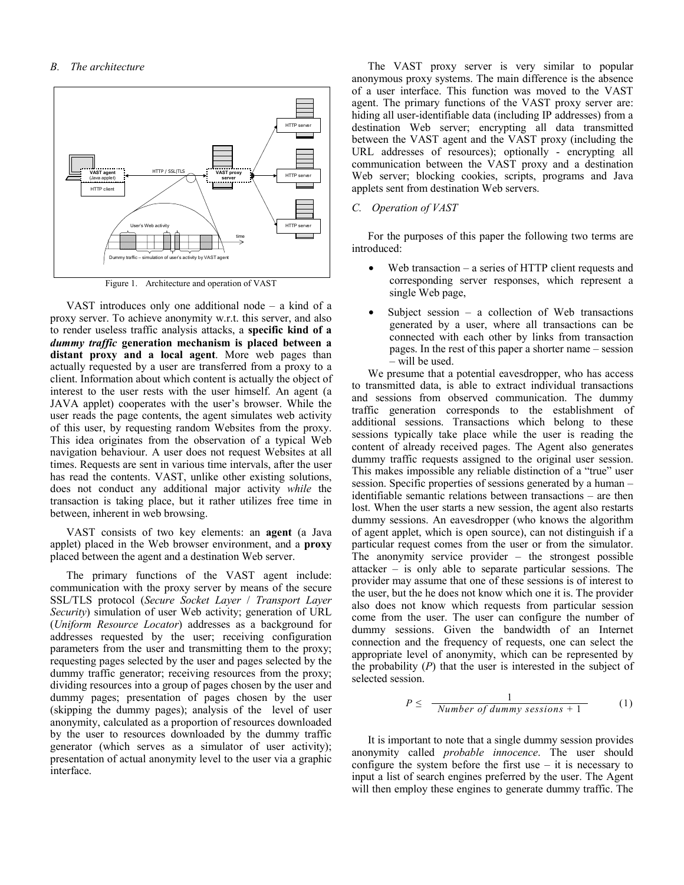### B. The architecture

Figure 1. Architecture and operation of VAST

VAST introduces only one additional node – a kind of a proxy server. To achieve anonymity w.r.t. this server, and also to render useless traffic analysis attacks, a **specific kind of a *dummy traffic* generation mechanism is placed between a distant proxy and a local agent**. More web pages than actually requested by a user are transferred from a proxy to a client. Information about which content is actually the object of interest to the user rests with the user himself. An agent (a JAVA applet) cooperates with the user's browser. While the user reads the page contents, the agent simulates web activity of this user, by requesting random Websites from the proxy. This idea originates from the observation of a typical Web navigation behaviour. A user does not request Websites at all times. Requests are sent in various time intervals, after the user has read the contents. VAST, unlike other existing solutions, does not conduct any additional major activity *while* the transaction is taking place, but it rather utilizes free time in between, inherent in web browsing.

VAST consists of two key elements: an **agent** (a Java applet) placed in the Web browser environment, and a **proxy** placed between the agent and a destination Web server.

The primary functions of the VAST agent include: communication with the proxy server by means of the secure SSL/TLS protocol (*Secure Socket Layer* / *Transport Layer Security*) simulation of user Web activity; generation of URL (*Uniform Resource Locator*) addresses as a background for addresses requested by the user; receiving configuration parameters from the user and transmitting them to the proxy; requesting pages selected by the user and pages selected by the dummy traffic generator; receiving resources from the proxy; dividing resources into a group of pages chosen by the user and dummy pages; presentation of pages chosen by the user (skipping the dummy pages); analysis of the level of user anonymity, calculated as a proportion of resources downloaded by the user to resources downloaded by the dummy traffic generator (which serves as a simulator of user activity); presentation of actual anonymity level to the user via a graphic interface.

The VAST proxy server is very similar to popular anonymous proxy systems. The main difference is the absence of a user interface. This function was moved to the VAST agent. The primary functions of the VAST proxy server are: hiding all user-identifiable data (including IP addresses) from a destination Web server; encrypting all data transmitted between the VAST agent and the VAST proxy (including the URL addresses of resources); optionally - encrypting all communication between the VAST proxy and a destination Web server; blocking cookies, scripts, programs and Java applets sent from destination Web servers.

### C. Operation of VAST

For the purposes of this paper the following two terms are introduced:

- Web transaction – a series of HTTP client requests and corresponding server responses, which represent a single Web page,
- Subject session – a collection of Web transactions generated by a user, where all transactions can be connected with each other by links from transaction pages. In the rest of this paper a shorter name – session – will be used.

We presume that a potential eavesdropper, who has access to transmitted data, is able to extract individual transactions and sessions from observed communication. The dummy traffic generation corresponds to the establishment of additional sessions. Transactions which belong to these sessions typically take place while the user is reading the content of already received pages. The Agent also generates dummy traffic requests assigned to the original user session. This makes impossible any reliable distinction of a "true" user session. Specific properties of sessions generated by a human – identifiable semantic relations between transactions – are then lost. When the user starts a new session, the agent also restarts dummy sessions. An eavesdropper (who knows the algorithm of agent applet, which is open source), can not distinguish if a particular request comes from the user or from the simulator. The anonymity service provider – the strongest possible attacker – is only able to separate particular sessions. The provider may assume that one of these sessions is of interest to the user, but the he does not know which one it is. The provider also does not know which requests from particular session come from the user. The user can configure the number of dummy sessions. Given the bandwidth of an Internet connection and the frequency of requests, one can select the appropriate level of anonymity, which can be represented by the probability ($P$) that the user is interested in the subject of selected session.

$$P \leq \frac{1}{\textit{Number of dummy sessions} + 1} \qquad (1)$$

It is important to note that a single dummy session provides anonymity called *probable innocence*. The user should configure the system before the first use – it is necessary to input a list of search engines preferred by the user. The Agent will then employ these engines to generate dummy traffic. The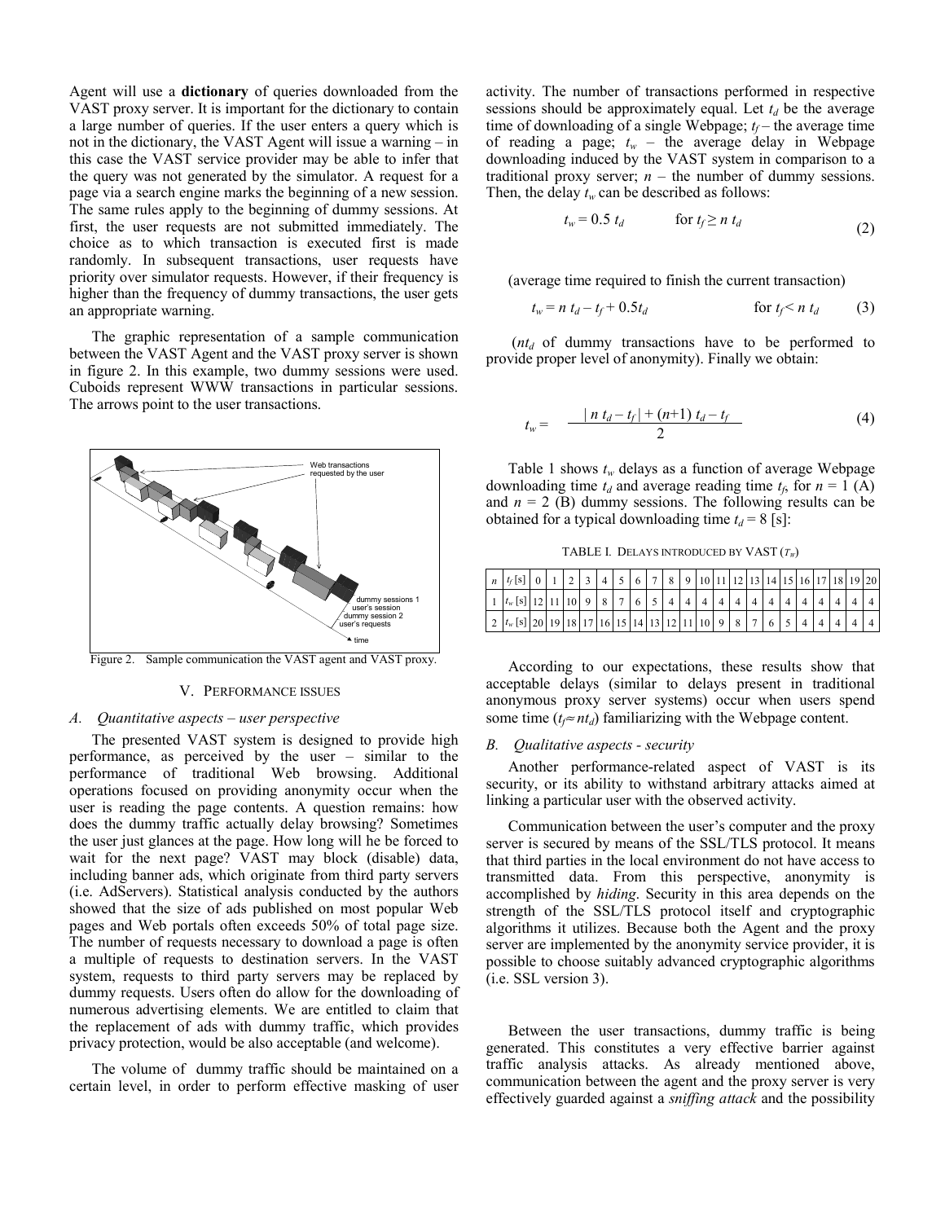Agent will use a **dictionary** of queries downloaded from the VAST proxy server. It is important for the dictionary to contain a large number of queries. If the user enters a query which is not in the dictionary, the VAST Agent will issue a warning – in this case the VAST service provider may be able to infer that the query was not generated by the simulator. A request for a page via a search engine marks the beginning of a new session. The same rules apply to the beginning of dummy sessions. At first, the user requests are not submitted immediately. The choice as to which transaction is executed first is made randomly. In subsequent transactions, user requests have priority over simulator requests. However, if their frequency is higher than the frequency of dummy transactions, the user gets an appropriate warning.

The graphic representation of a sample communication between the VAST Agent and the VAST proxy server is shown in figure 2. In this example, two dummy sessions were used. Cuboids represent WWW transactions in particular sessions. The arrows point to the user transactions.

Figure 2. Sample communication the VAST agent and VAST proxy.

## V. PERFORMANCE ISSUES

### A. Quantitative aspects – user perspective

The presented VAST system is designed to provide high performance, as perceived by the user – similar to the performance of traditional Web browsing. Additional operations focused on providing anonymity occur when the user is reading the page contents. A question remains: how does the dummy traffic actually delay browsing? Sometimes the user just glances at the page. How long will he be forced to wait for the next page? VAST may block (disable) data, including banner ads, which originate from third party servers (i.e. AdServers). Statistical analysis conducted by the authors showed that the size of ads published on most popular Web pages and Web portals often exceeds 50% of total page size. The number of requests necessary to download a page is often a multiple of requests to destination servers. In the VAST system, requests to third party servers may be replaced by dummy requests. Users often do allow for the downloading of numerous advertising elements. We are entitled to claim that the replacement of ads with dummy traffic, which provides privacy protection, would be also acceptable (and welcome).

The volume of dummy traffic should be maintained on a certain level, in order to perform effective masking of user activity. The number of transactions performed in respective sessions should be approximately equal. Let $t_d$ be the average time of downloading of a single Webpage; $t_f$ – the average time of reading a page; $t_w$ – the average delay in Webpage downloading induced by the VAST system in comparison to a traditional proxy server; $n$ – the number of dummy sessions. Then, the delay $t_w$ can be described as follows:

$$t_w = 0.5\ t_d \qquad \text{for } t_f \geq n\ t_d \tag{2}$$

(average time required to finish the current transaction)

$$t_w = n\ t_d - t_f + 0.5t_d \qquad \text{for } t_f < n\ t_d \tag{3}$$

($nt_d$ of dummy transactions have to be performed to provide proper level of anonymity). Finally we obtain:

$$t_w = \frac{|\ n\ t_d - t_f\ | + (n+1)\ t_d - t_f}{2} \tag{4}$$

Table 1 shows $t_w$ delays as a function of average Webpage downloading time $t_d$ and average reading time $t_f$, for $n$ = 1 (A) and $n$ = 2 (B) dummy sessions. The following results can be obtained for a typical downloading time $t_d$ = 8 [s]:

TABLE I. DELAYS INTRODUCED BY VAST ($T_w$)

| $n$ | $t_f$ [s] | 0 | 1 | 2 | 3 | 4 | 5 | 6 | 7 | 8 | 9 | 10 | 11 | 12 | 13 | 14 | 15 | 16 | 17 | 18 | 19 | 20 |
|---|---|---|---|---|---|---|---|---|---|---|---|---|---|---|---|---|---|---|---|---|---|---|
| 1 | $t_w$ [s] | 12 | 11 | 10 | 9 | 8 | 7 | 6 | 5 | 4 | 4 | 4 | 4 | 4 | 4 | 4 | 4 | 4 | 4 | 4 | 4 | 4 |
| 2 | $t_w$ [s] | 20 | 19 | 18 | 17 | 16 | 15 | 14 | 13 | 12 | 11 | 10 | 9 | 8 | 7 | 6 | 5 | 4 | 4 | 4 | 4 | 4 |

According to our expectations, these results show that acceptable delays (similar to delays present in traditional anonymous proxy server systems) occur when users spend some time ($t_f \approx nt_d$) familiarizing with the Webpage content.

### B. Qualitative aspects - security

Another performance-related aspect of VAST is its security, or its ability to withstand arbitrary attacks aimed at linking a particular user with the observed activity.

Communication between the user's computer and the proxy server is secured by means of the SSL/TLS protocol. It means that third parties in the local environment do not have access to transmitted data. From this perspective, anonymity is accomplished by *hiding*. Security in this area depends on the strength of the SSL/TLS protocol itself and cryptographic algorithms it utilizes. Because both the Agent and the proxy server are implemented by the anonymity service provider, it is possible to choose suitably advanced cryptographic algorithms (i.e. SSL version 3).

Between the user transactions, dummy traffic is being generated. This constitutes a very effective barrier against traffic analysis attacks. As already mentioned above, communication between the agent and the proxy server is very effectively guarded against a *sniffing attack* and the possibility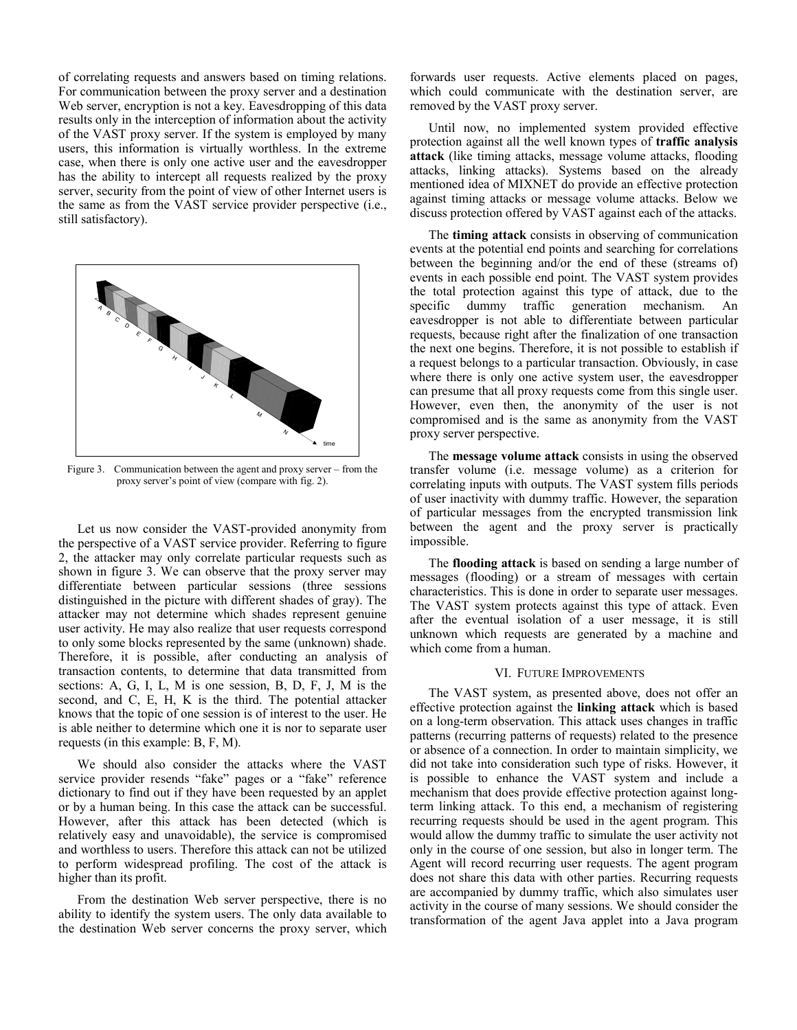of correlating requests and answers based on timing relations. For communication between the proxy server and a destination Web server, encryption is not a key. Eavesdropping of this data results only in the interception of information about the activity of the VAST proxy server. If the system is employed by many users, this information is virtually worthless. In the extreme case, when there is only one active user and the eavesdropper has the ability to intercept all requests realized by the proxy server, security from the point of view of other Internet users is the same as from the VAST service provider perspective (i.e., still satisfactory).

Figure 3. Communication between the agent and proxy server – from the proxy server's point of view (compare with fig. 2).

Let us now consider the VAST-provided anonymity from the perspective of a VAST service provider. Referring to figure 2, the attacker may only correlate particular requests such as shown in figure 3. We can observe that the proxy server may differentiate between particular sessions (three sessions distinguished in the picture with different shades of gray). The attacker may not determine which shades represent genuine user activity. He may also realize that user requests correspond to only some blocks represented by the same (unknown) shade. Therefore, it is possible, after conducting an analysis of transaction contents, to determine that data transmitted from sections: A, G, I, L, M is one session, B, D, F, J, M is the second, and C, E, H, K is the third. The potential attacker knows that the topic of one session is of interest to the user. He is able neither to determine which one it is nor to separate user requests (in this example: B, F, M).

We should also consider the attacks where the VAST service provider resends "fake" pages or a "fake" reference dictionary to find out if they have been requested by an applet or by a human being. In this case the attack can be successful. However, after this attack has been detected (which is relatively easy and unavoidable), the service is compromised and worthless to users. Therefore this attack can not be utilized to perform widespread profiling. The cost of the attack is higher than its profit.

From the destination Web server perspective, there is no ability to identify the system users. The only data available to the destination Web server concerns the proxy server, which forwards user requests. Active elements placed on pages, which could communicate with the destination server, are removed by the VAST proxy server.

Until now, no implemented system provided effective protection against all the well known types of **traffic analysis attack** (like timing attacks, message volume attacks, flooding attacks, linking attacks). Systems based on the already mentioned idea of MIXNET do provide an effective protection against timing attacks or message volume attacks. Below we discuss protection offered by VAST against each of the attacks.

The **timing attack** consists in observing of communication events at the potential end points and searching for correlations between the beginning and/or the end of these (streams of) events in each possible end point. The VAST system provides the total protection against this type of attack, due to the specific dummy traffic generation mechanism. An eavesdropper is not able to differentiate between particular requests, because right after the finalization of one transaction the next one begins. Therefore, it is not possible to establish if a request belongs to a particular transaction. Obviously, in case where there is only one active system user, the eavesdropper can presume that all proxy requests come from this single user. However, even then, the anonymity of the user is not compromised and is the same as anonymity from the VAST proxy server perspective.

The **message volume attack** consists in using the observed transfer volume (i.e. message volume) as a criterion for correlating inputs with outputs. The VAST system fills periods of user inactivity with dummy traffic. However, the separation of particular messages from the encrypted transmission link between the agent and the proxy server is practically impossible.

The **flooding attack** is based on sending a large number of messages (flooding) or a stream of messages with certain characteristics. This is done in order to separate user messages. The VAST system protects against this type of attack. Even after the eventual isolation of a user message, it is still unknown which requests are generated by a machine and which come from a human.

## VI. Future Improvements

The VAST system, as presented above, does not offer an effective protection against the **linking attack** which is based on a long-term observation. This attack uses changes in traffic patterns (recurring patterns of requests) related to the presence or absence of a connection. In order to maintain simplicity, we did not take into consideration such type of risks. However, it is possible to enhance the VAST system and include a mechanism that does provide effective protection against long-term linking attack. To this end, a mechanism of registering recurring requests should be used in the agent program. This would allow the dummy traffic to simulate the user activity not only in the course of one session, but also in longer term. The Agent will record recurring user requests. The agent program does not share this data with other parties. Recurring requests are accompanied by dummy traffic, which also simulates user activity in the course of many sessions. We should consider the transformation of the agent Java applet into a Java program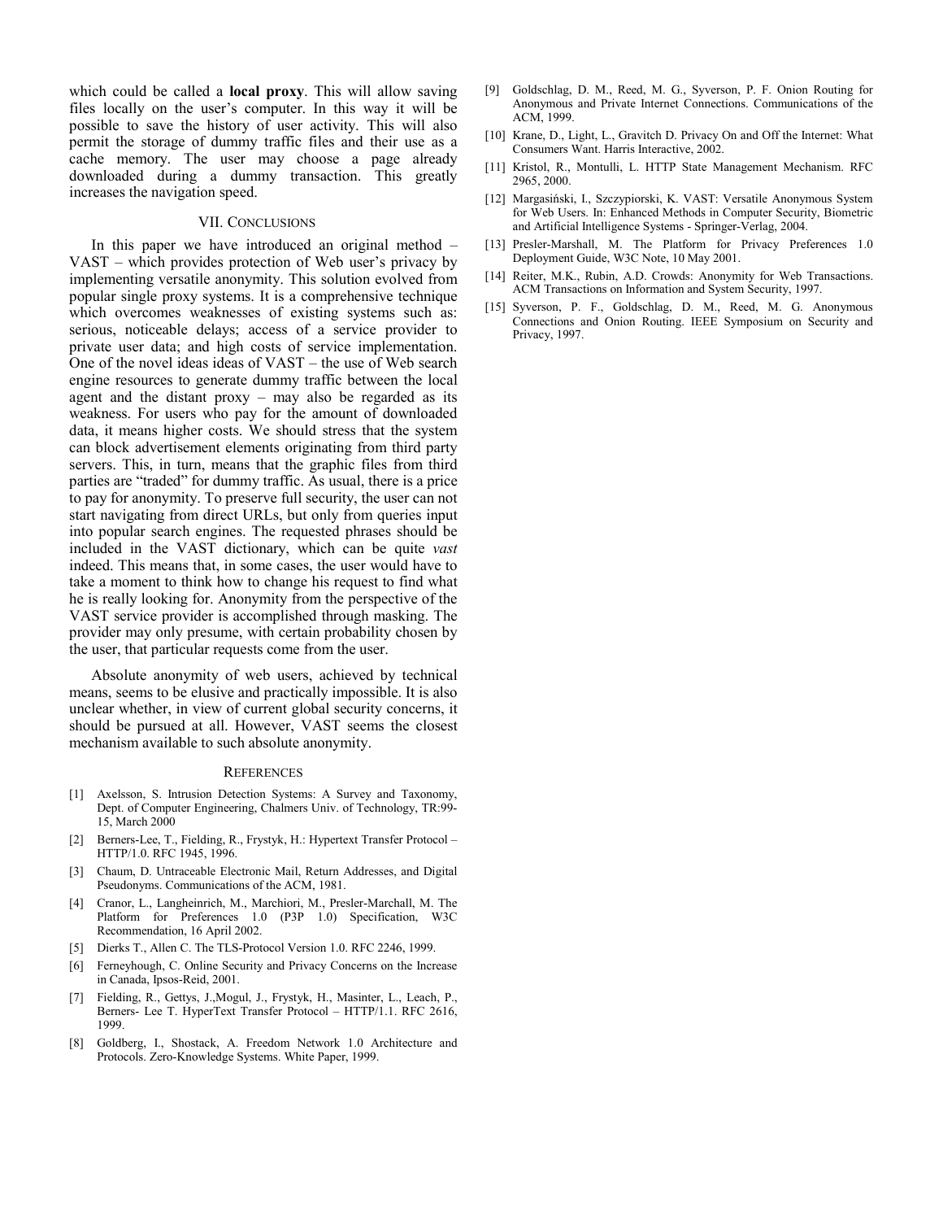which could be called a **local proxy**. This will allow saving files locally on the user's computer. In this way it will be possible to save the history of user activity. This will also permit the storage of dummy traffic files and their use as a cache memory. The user may choose a page already downloaded during a dummy transaction. This greatly increases the navigation speed.

## VII. Conclusions

In this paper we have introduced an original method – VAST – which provides protection of Web user's privacy by implementing versatile anonymity. This solution evolved from popular single proxy systems. It is a comprehensive technique which overcomes weaknesses of existing systems such as: serious, noticeable delays; access of a service provider to private user data; and high costs of service implementation. One of the novel ideas ideas of VAST – the use of Web search engine resources to generate dummy traffic between the local agent and the distant proxy – may also be regarded as its weakness. For users who pay for the amount of downloaded data, it means higher costs. We should stress that the system can block advertisement elements originating from third party servers. This, in turn, means that the graphic files from third parties are "traded" for dummy traffic. As usual, there is a price to pay for anonymity. To preserve full security, the user can not start navigating from direct URLs, but only from queries input into popular search engines. The requested phrases should be included in the VAST dictionary, which can be quite *vast* indeed. This means that, in some cases, the user would have to take a moment to think how to change his request to find what he is really looking for. Anonymity from the perspective of the VAST service provider is accomplished through masking. The provider may only presume, with certain probability chosen by the user, that particular requests come from the user.

Absolute anonymity of web users, achieved by technical means, seems to be elusive and practically impossible. It is also unclear whether, in view of current global security concerns, it should be pursued at all. However, VAST seems the closest mechanism available to such absolute anonymity.

## References

[1] Axelsson, S. Intrusion Detection Systems: A Survey and Taxonomy, Dept. of Computer Engineering, Chalmers Univ. of Technology, TR:99-15, March 2000

[2] Berners-Lee, T., Fielding, R., Frystyk, H.: Hypertext Transfer Protocol – HTTP/1.0. RFC 1945, 1996.

[3] Chaum, D. Untraceable Electronic Mail, Return Addresses, and Digital Pseudonyms. Communications of the ACM, 1981.

[4] Cranor, L., Langheinrich, M., Marchiori, M., Presler-Marchall, M. The Platform for Preferences 1.0 (P3P 1.0) Specification, W3C Recommendation, 16 April 2002.

[5] Dierks T., Allen C. The TLS-Protocol Version 1.0. RFC 2246, 1999.

[6] Ferneyhough, C. Online Security and Privacy Concerns on the Increase in Canada, Ipsos-Reid, 2001.

[7] Fielding, R., Gettys, J.,Mogul, J., Frystyk, H., Masinter, L., Leach, P., Berners- Lee T. HyperText Transfer Protocol – HTTP/1.1. RFC 2616, 1999.

[8] Goldberg, I., Shostack, A. Freedom Network 1.0 Architecture and Protocols. Zero-Knowledge Systems. White Paper, 1999.

[9] Goldschlag, D. M., Reed, M. G., Syverson, P. F. Onion Routing for Anonymous and Private Internet Connections. Communications of the ACM, 1999.

[10] Krane, D., Light, L., Gravitch D. Privacy On and Off the Internet: What Consumers Want. Harris Interactive, 2002.

[11] Kristol, R., Montulli, L. HTTP State Management Mechanism. RFC 2965, 2000.

[12] Margasiński, I., Szczypiorski, K. VAST: Versatile Anonymous System for Web Users. In: Enhanced Methods in Computer Security, Biometric and Artificial Intelligence Systems - Springer-Verlag, 2004.

[13] Presler-Marshall, M. The Platform for Privacy Preferences 1.0 Deployment Guide, W3C Note, 10 May 2001.

[14] Reiter, M.K., Rubin, A.D. Crowds: Anonymity for Web Transactions. ACM Transactions on Information and System Security, 1997.

[15] Syverson, P. F., Goldschlag, D. M., Reed, M. G. Anonymous Connections and Onion Routing. IEEE Symposium on Security and Privacy, 1997.